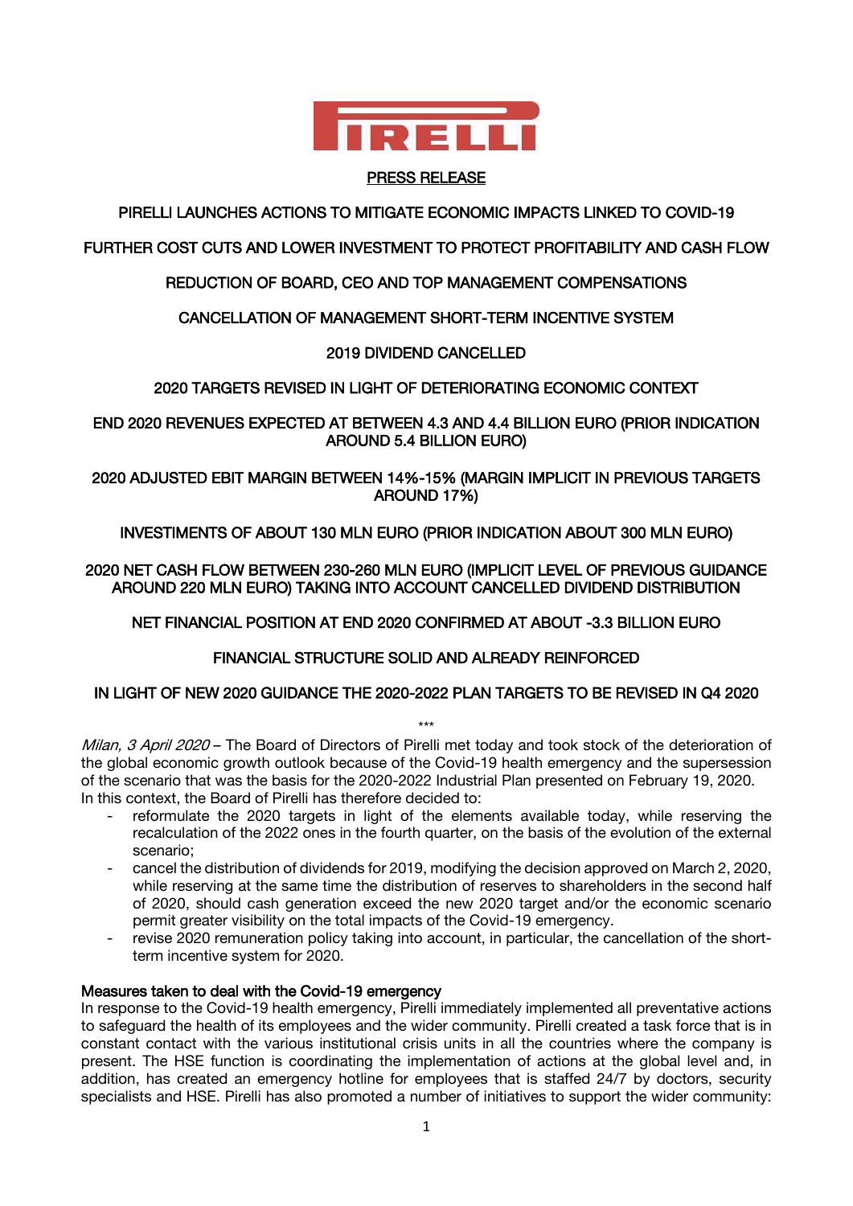**PIRELLI**

PRESS RELEASE

**PIRELLI LAUNCHES ACTIONS TO MITIGATE ECONOMIC IMPACTS LINKED TO COVID-19**

**FURTHER COST CUTS AND LOWER INVESTMENT TO PROTECT PROFITABILITY AND CASH FLOW**

**REDUCTION OF BOARD, CEO AND TOP MANAGEMENT COMPENSATIONS**

**CANCELLATION OF MANAGEMENT SHORT-TERM INCENTIVE SYSTEM**

**2019 DIVIDEND CANCELLED**

**2020 TARGETS REVISED IN LIGHT OF DETERIORATING ECONOMIC CONTEXT**

**END 2020 REVENUES EXPECTED AT BETWEEN 4.3 AND 4.4 BILLION EURO (PRIOR INDICATION AROUND 5.4 BILLION EURO)**

**2020 ADJUSTED EBIT MARGIN BETWEEN 14%-15% (MARGIN IMPLICIT IN PREVIOUS TARGETS AROUND 17%)**

**INVESTIMENTS OF ABOUT 130 MLN EURO (PRIOR INDICATION ABOUT 300 MLN EURO)**

**2020 NET CASH FLOW BETWEEN 230-260 MLN EURO (IMPLICIT LEVEL OF PREVIOUS GUIDANCE AROUND 220 MLN EURO) TAKING INTO ACCOUNT CANCELLED DIVIDEND DISTRIBUTION**

**NET FINANCIAL POSITION AT END 2020 CONFIRMED AT ABOUT -3.3 BILLION EURO**

**FINANCIAL STRUCTURE SOLID AND ALREADY REINFORCED**

**IN LIGHT OF NEW 2020 GUIDANCE THE 2020-2022 PLAN TARGETS TO BE REVISED IN Q4 2020**

\*\*\*

*Milan, 3 April 2020* – The Board of Directors of Pirelli met today and took stock of the deterioration of the global economic growth outlook because of the Covid-19 health emergency and the supersession of the scenario that was the basis for the 2020-2022 Industrial Plan presented on February 19, 2020. In this context, the Board of Pirelli has therefore decided to:

- reformulate the 2020 targets in light of the elements available today, while reserving the recalculation of the 2022 ones in the fourth quarter, on the basis of the evolution of the external scenario;
- cancel the distribution of dividends for 2019, modifying the decision approved on March 2, 2020, while reserving at the same time the distribution of reserves to shareholders in the second half of 2020, should cash generation exceed the new 2020 target and/or the economic scenario permit greater visibility on the total impacts of the Covid-19 emergency.
- revise 2020 remuneration policy taking into account, in particular, the cancellation of the short-term incentive system for 2020.

## Measures taken to deal with the Covid-19 emergency

In response to the Covid-19 health emergency, Pirelli immediately implemented all preventative actions to safeguard the health of its employees and the wider community. Pirelli created a task force that is in constant contact with the various institutional crisis units in all the countries where the company is present. The HSE function is coordinating the implementation of actions at the global level and, in addition, has created an emergency hotline for employees that is staffed 24/7 by doctors, security specialists and HSE. Pirelli has also promoted a number of initiatives to support the wider community: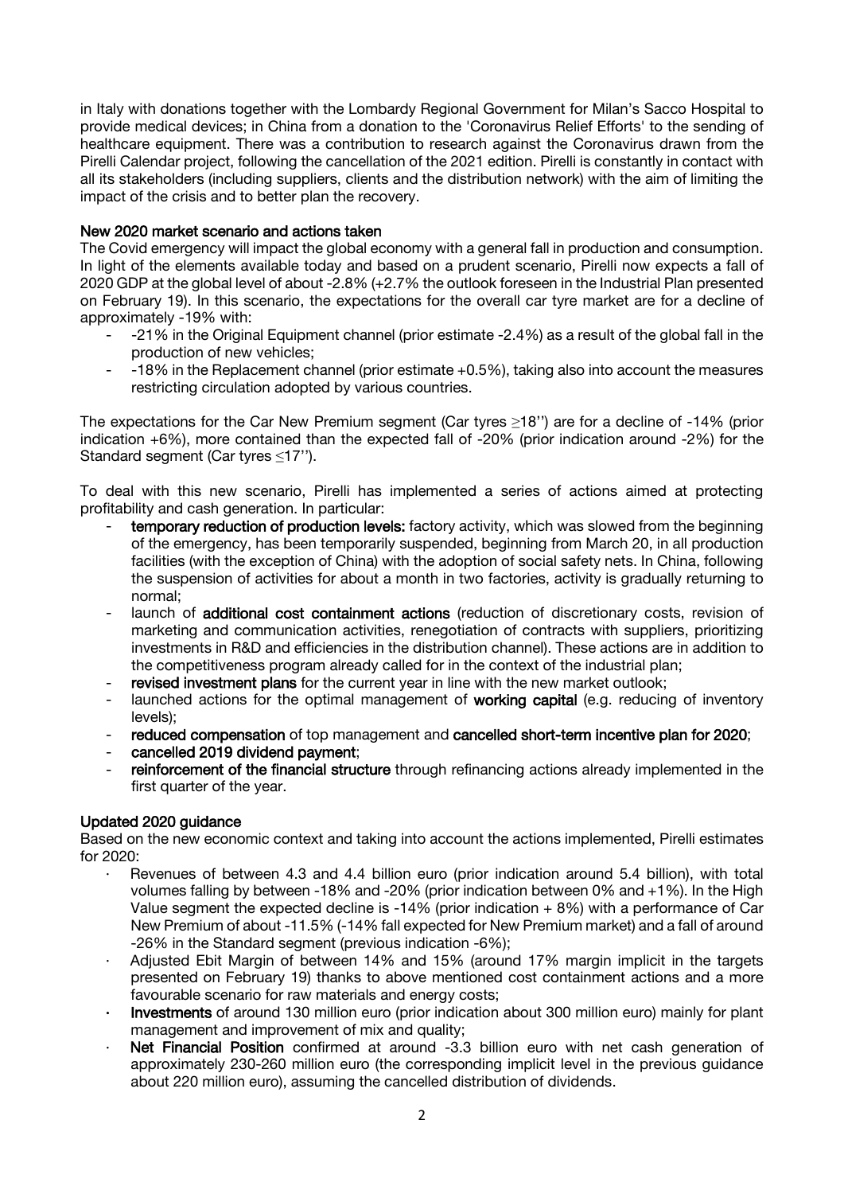in Italy with donations together with the Lombardy Regional Government for Milan's Sacco Hospital to provide medical devices; in China from a donation to the 'Coronavirus Relief Efforts' to the sending of healthcare equipment. There was a contribution to research against the Coronavirus drawn from the Pirelli Calendar project, following the cancellation of the 2021 edition. Pirelli is constantly in contact with all its stakeholders (including suppliers, clients and the distribution network) with the aim of limiting the impact of the crisis and to better plan the recovery.

## New 2020 market scenario and actions taken

The Covid emergency will impact the global economy with a general fall in production and consumption. In light of the elements available today and based on a prudent scenario, Pirelli now expects a fall of 2020 GDP at the global level of about -2.8% (+2.7% the outlook foreseen in the Industrial Plan presented on February 19). In this scenario, the expectations for the overall car tyre market are for a decline of approximately -19% with:

- -21% in the Original Equipment channel (prior estimate -2.4%) as a result of the global fall in the production of new vehicles;
- -18% in the Replacement channel (prior estimate +0.5%), taking also into account the measures restricting circulation adopted by various countries.

The expectations for the Car New Premium segment (Car tyres ≥18'') are for a decline of -14% (prior indication +6%), more contained than the expected fall of -20% (prior indication around -2%) for the Standard segment (Car tyres ≤17'').

To deal with this new scenario, Pirelli has implemented a series of actions aimed at protecting profitability and cash generation. In particular:

- **temporary reduction of production levels:** factory activity, which was slowed from the beginning of the emergency, has been temporarily suspended, beginning from March 20, in all production facilities (with the exception of China) with the adoption of social safety nets. In China, following the suspension of activities for about a month in two factories, activity is gradually returning to normal;
- launch of **additional cost containment actions** (reduction of discretionary costs, revision of marketing and communication activities, renegotiation of contracts with suppliers, prioritizing investments in R&D and efficiencies in the distribution channel). These actions are in addition to the competitiveness program already called for in the context of the industrial plan;
- **revised investment plans** for the current year in line with the new market outlook;
- launched actions for the optimal management of **working capital** (e.g. reducing of inventory levels);
- **reduced compensation** of top management and **cancelled short-term incentive plan for 2020**;
- **cancelled 2019 dividend payment**;
- **reinforcement of the financial structure** through refinancing actions already implemented in the first quarter of the year.

## Updated 2020 guidance

Based on the new economic context and taking into account the actions implemented, Pirelli estimates for 2020:

- Revenues of between 4.3 and 4.4 billion euro (prior indication around 5.4 billion), with total volumes falling by between -18% and -20% (prior indication between 0% and +1%). In the High Value segment the expected decline is -14% (prior indication + 8%) with a performance of Car New Premium of about -11.5% (-14% fall expected for New Premium market) and a fall of around -26% in the Standard segment (previous indication -6%);
- Adjusted Ebit Margin of between 14% and 15% (around 17% margin implicit in the targets presented on February 19) thanks to above mentioned cost containment actions and a more favourable scenario for raw materials and energy costs;
- **Investments** of around 130 million euro (prior indication about 300 million euro) mainly for plant management and improvement of mix and quality;
- **Net Financial Position** confirmed at around -3.3 billion euro with net cash generation of approximately 230-260 million euro (the corresponding implicit level in the previous guidance about 220 million euro), assuming the cancelled distribution of dividends.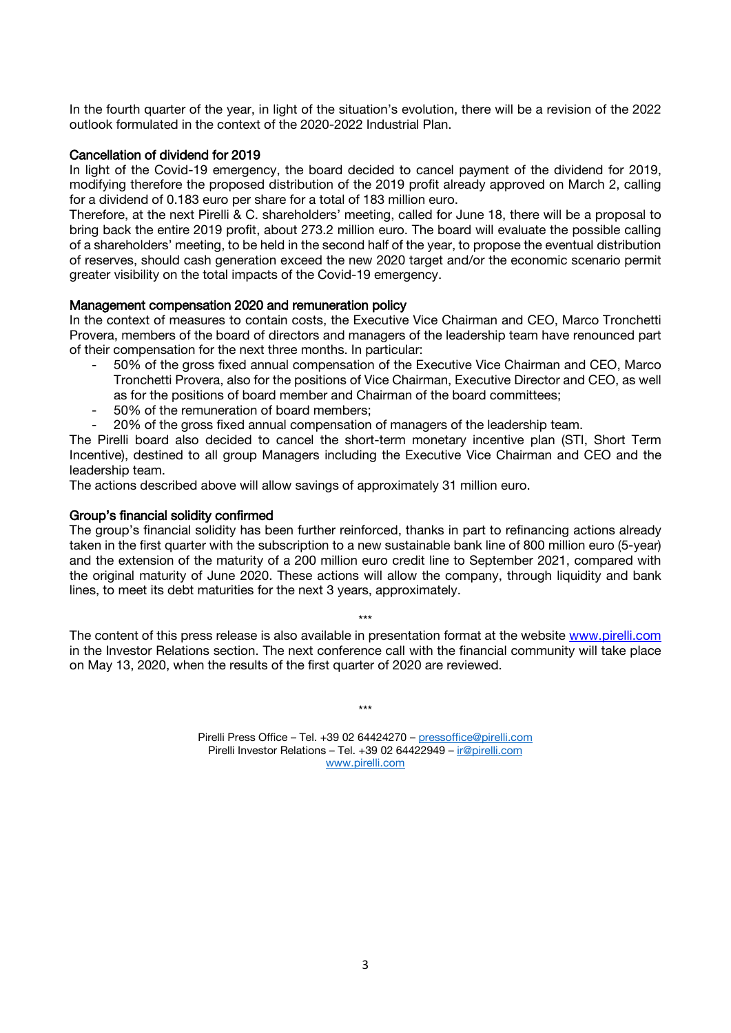In the fourth quarter of the year, in light of the situation's evolution, there will be a revision of the 2022 outlook formulated in the context of the 2020-2022 Industrial Plan.

## Cancellation of dividend for 2019

In light of the Covid-19 emergency, the board decided to cancel payment of the dividend for 2019, modifying therefore the proposed distribution of the 2019 profit already approved on March 2, calling for a dividend of 0.183 euro per share for a total of 183 million euro.

Therefore, at the next Pirelli & C. shareholders' meeting, called for June 18, there will be a proposal to bring back the entire 2019 profit, about 273.2 million euro. The board will evaluate the possible calling of a shareholders' meeting, to be held in the second half of the year, to propose the eventual distribution of reserves, should cash generation exceed the new 2020 target and/or the economic scenario permit greater visibility on the total impacts of the Covid-19 emergency.

## Management compensation 2020 and remuneration policy

In the context of measures to contain costs, the Executive Vice Chairman and CEO, Marco Tronchetti Provera, members of the board of directors and managers of the leadership team have renounced part of their compensation for the next three months. In particular:

- 50% of the gross fixed annual compensation of the Executive Vice Chairman and CEO, Marco Tronchetti Provera, also for the positions of Vice Chairman, Executive Director and CEO, as well as for the positions of board member and Chairman of the board committees;
- 50% of the remuneration of board members;
- 20% of the gross fixed annual compensation of managers of the leadership team.

The Pirelli board also decided to cancel the short-term monetary incentive plan (STI, Short Term Incentive), destined to all group Managers including the Executive Vice Chairman and CEO and the leadership team.

The actions described above will allow savings of approximately 31 million euro.

## Group's financial solidity confirmed

The group's financial solidity has been further reinforced, thanks in part to refinancing actions already taken in the first quarter with the subscription to a new sustainable bank line of 800 million euro (5-year) and the extension of the maturity of a 200 million euro credit line to September 2021, compared with the original maturity of June 2020. These actions will allow the company, through liquidity and bank lines, to meet its debt maturities for the next 3 years, approximately.

***

The content of this press release is also available in presentation format at the website www.pirelli.com in the Investor Relations section. The next conference call with the financial community will take place on May 13, 2020, when the results of the first quarter of 2020 are reviewed.

***

Pirelli Press Office – Tel. +39 02 64424270 – pressoffice@pirelli.com
Pirelli Investor Relations – Tel. +39 02 64422949 – ir@pirelli.com
www.pirelli.com